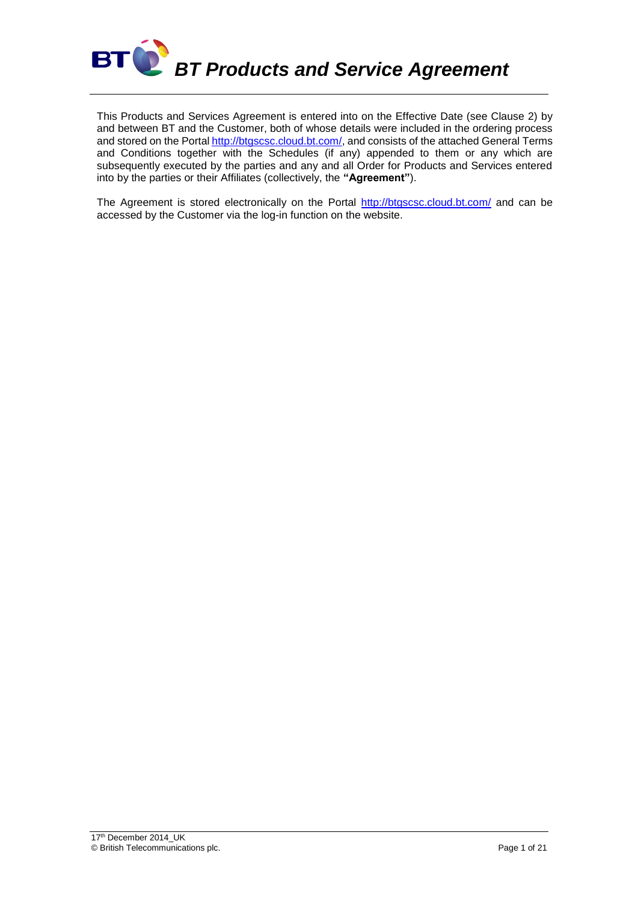# *BT Products and Service Agreement*

This Products and Services Agreement is entered into on the Effective Date (see Clause 2) by and between BT and the Customer, both of whose details were included in the ordering process and stored on the Portal http://btgscsc.cloud.bt.com/, and consists of the attached General Terms and Conditions together with the Schedules (if any) appended to them or any which are subsequently executed by the parties and any and all Order for Products and Services entered into by the parties or their Affiliates (collectively, the **"Agreement"**).

The Agreement is stored electronically on the Portal http://btgscsc.cloud.bt.com/ and can be accessed by the Customer via the log-in function on the website.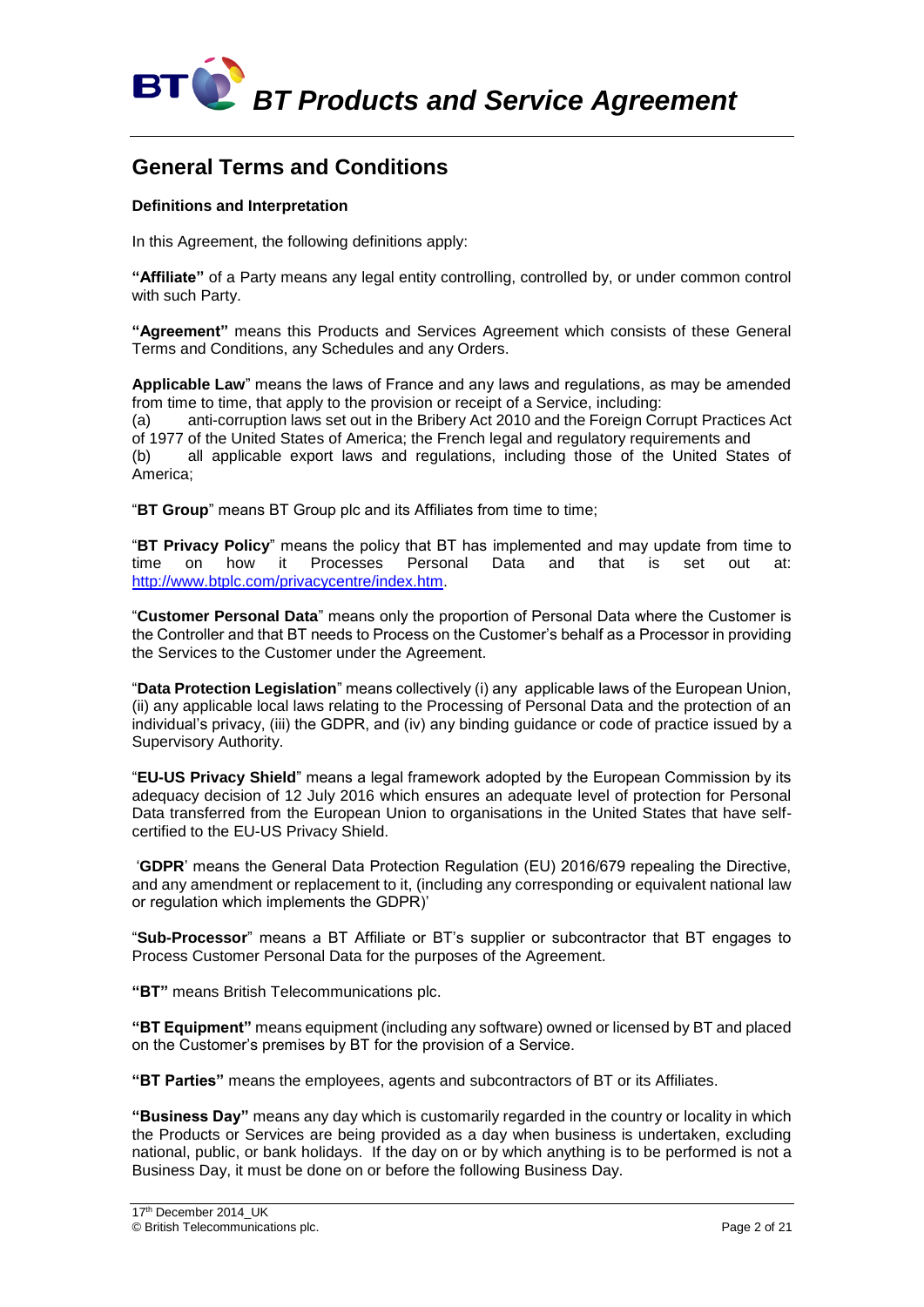## General Terms and Conditions

**Definitions and Interpretation**

In this Agreement, the following definitions apply:

**"Affiliate"** of a Party means any legal entity controlling, controlled by, or under common control with such Party.

**"Agreement"** means this Products and Services Agreement which consists of these General Terms and Conditions, any Schedules and any Orders.

**Applicable Law**" means the laws of France and any laws and regulations, as may be amended from time to time, that apply to the provision or receipt of a Service, including:
(a) anti-corruption laws set out in the Bribery Act 2010 and the Foreign Corrupt Practices Act of 1977 of the United States of America; the French legal and regulatory requirements and
(b) all applicable export laws and regulations, including those of the United States of America;

"**BT Group**" means BT Group plc and its Affiliates from time to time;

"**BT Privacy Policy**" means the policy that BT has implemented and may update from time to time on how it Processes Personal Data and that is set out at: http://www.btplc.com/privacycentre/index.htm.

"**Customer Personal Data**" means only the proportion of Personal Data where the Customer is the Controller and that BT needs to Process on the Customer's behalf as a Processor in providing the Services to the Customer under the Agreement.

"**Data Protection Legislation**" means collectively (i) any applicable laws of the European Union, (ii) any applicable local laws relating to the Processing of Personal Data and the protection of an individual's privacy, (iii) the GDPR, and (iv) any binding guidance or code of practice issued by a Supervisory Authority.

"**EU-US Privacy Shield**" means a legal framework adopted by the European Commission by its adequacy decision of 12 July 2016 which ensures an adequate level of protection for Personal Data transferred from the European Union to organisations in the United States that have self-certified to the EU-US Privacy Shield.

'**GDPR**' means the General Data Protection Regulation (EU) 2016/679 repealing the Directive, and any amendment or replacement to it, (including any corresponding or equivalent national law or regulation which implements the GDPR)'

"**Sub-Processor**" means a BT Affiliate or BT's supplier or subcontractor that BT engages to Process Customer Personal Data for the purposes of the Agreement.

**"BT"** means British Telecommunications plc.

**"BT Equipment"** means equipment (including any software) owned or licensed by BT and placed on the Customer's premises by BT for the provision of a Service.

**"BT Parties"** means the employees, agents and subcontractors of BT or its Affiliates.

**"Business Day"** means any day which is customarily regarded in the country or locality in which the Products or Services are being provided as a day when business is undertaken, excluding national, public, or bank holidays. If the day on or by which anything is to be performed is not a Business Day, it must be done on or before the following Business Day.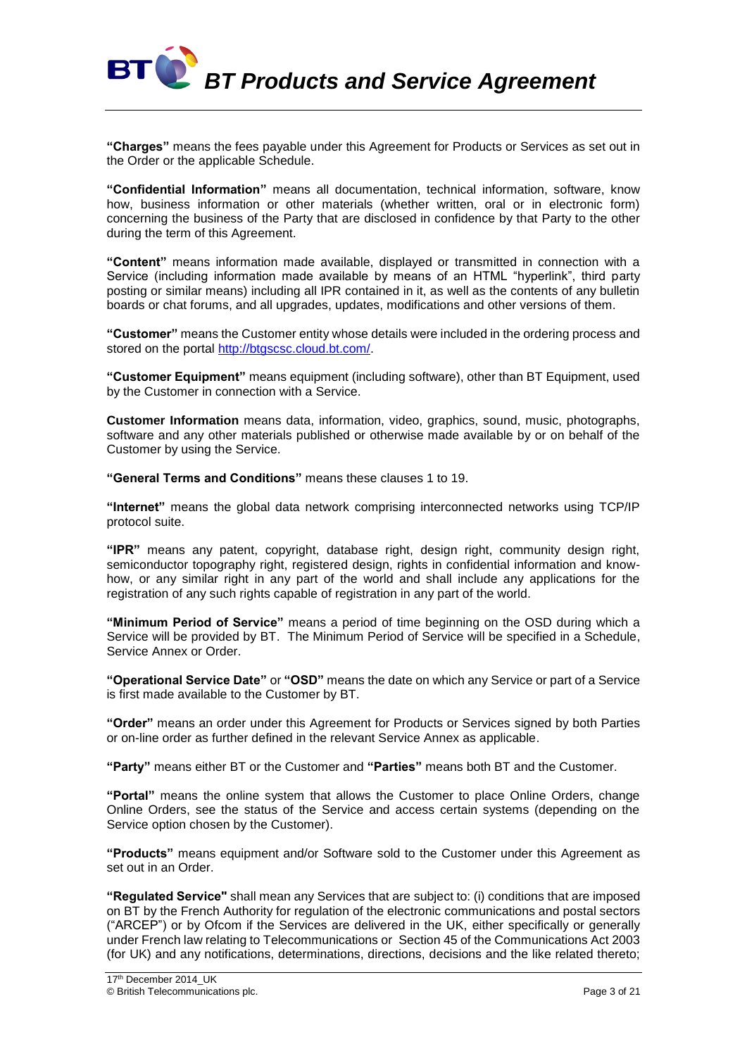**"Charges"** means the fees payable under this Agreement for Products or Services as set out in the Order or the applicable Schedule.

**"Confidential Information"** means all documentation, technical information, software, know how, business information or other materials (whether written, oral or in electronic form) concerning the business of the Party that are disclosed in confidence by that Party to the other during the term of this Agreement.

**"Content"** means information made available, displayed or transmitted in connection with a Service (including information made available by means of an HTML "hyperlink", third party posting or similar means) including all IPR contained in it, as well as the contents of any bulletin boards or chat forums, and all upgrades, updates, modifications and other versions of them.

**"Customer"** means the Customer entity whose details were included in the ordering process and stored on the portal http://btgscsc.cloud.bt.com/.

**"Customer Equipment"** means equipment (including software), other than BT Equipment, used by the Customer in connection with a Service.

**Customer Information** means data, information, video, graphics, sound, music, photographs, software and any other materials published or otherwise made available by or on behalf of the Customer by using the Service.

**"General Terms and Conditions"** means these clauses 1 to 19.

**"Internet"** means the global data network comprising interconnected networks using TCP/IP protocol suite.

**"IPR"** means any patent, copyright, database right, design right, community design right, semiconductor topography right, registered design, rights in confidential information and know-how, or any similar right in any part of the world and shall include any applications for the registration of any such rights capable of registration in any part of the world.

**"Minimum Period of Service"** means a period of time beginning on the OSD during which a Service will be provided by BT. The Minimum Period of Service will be specified in a Schedule, Service Annex or Order.

**"Operational Service Date"** or **"OSD"** means the date on which any Service or part of a Service is first made available to the Customer by BT.

**"Order"** means an order under this Agreement for Products or Services signed by both Parties or on-line order as further defined in the relevant Service Annex as applicable.

**"Party"** means either BT or the Customer and **"Parties"** means both BT and the Customer.

**"Portal"** means the online system that allows the Customer to place Online Orders, change Online Orders, see the status of the Service and access certain systems (depending on the Service option chosen by the Customer).

**"Products"** means equipment and/or Software sold to the Customer under this Agreement as set out in an Order.

**"Regulated Service"** shall mean any Services that are subject to: (i) conditions that are imposed on BT by the French Authority for regulation of the electronic communications and postal sectors ("ARCEP") or by Ofcom if the Services are delivered in the UK, either specifically or generally under French law relating to Telecommunications or Section 45 of the Communications Act 2003 (for UK) and any notifications, determinations, directions, decisions and the like related thereto;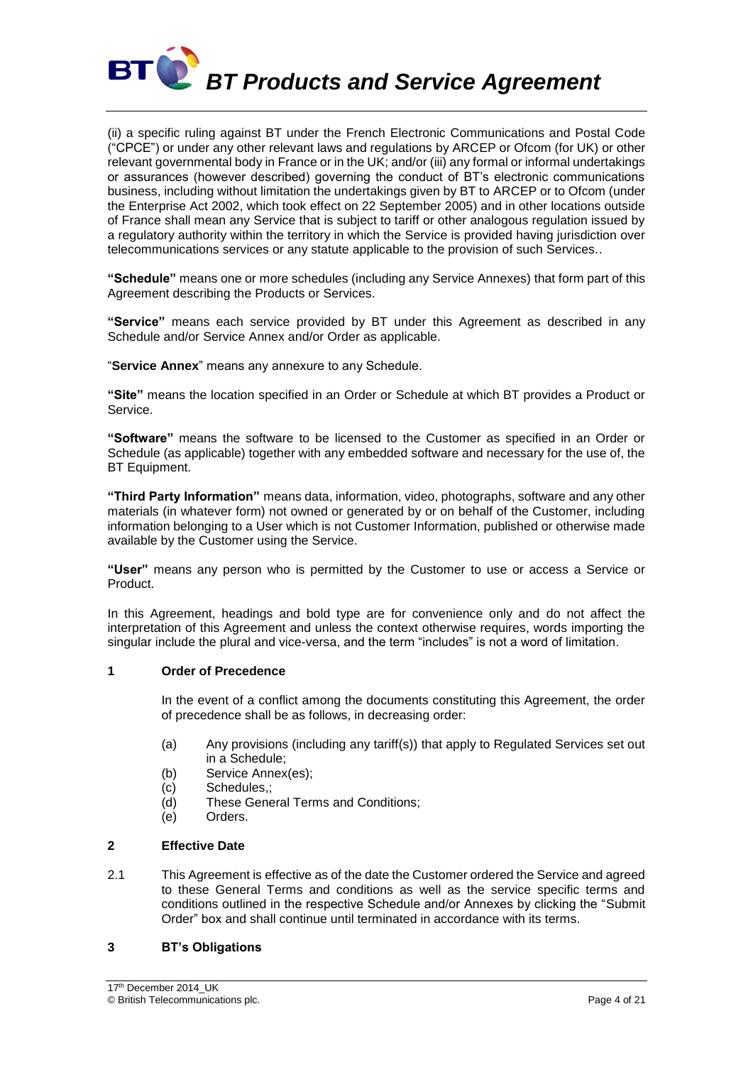(ii) a specific ruling against BT under the French Electronic Communications and Postal Code ("CPCE") or under any other relevant laws and regulations by ARCEP or Ofcom (for UK) or other relevant governmental body in France or in the UK; and/or (iii) any formal or informal undertakings or assurances (however described) governing the conduct of BT's electronic communications business, including without limitation the undertakings given by BT to ARCEP or to Ofcom (under the Enterprise Act 2002, which took effect on 22 September 2005) and in other locations outside of France shall mean any Service that is subject to tariff or other analogous regulation issued by a regulatory authority within the territory in which the Service is provided having jurisdiction over telecommunications services or any statute applicable to the provision of such Services..

**"Schedule"** means one or more schedules (including any Service Annexes) that form part of this Agreement describing the Products or Services.

**"Service"** means each service provided by BT under this Agreement as described in any Schedule and/or Service Annex and/or Order as applicable.

"**Service Annex**" means any annexure to any Schedule.

**"Site"** means the location specified in an Order or Schedule at which BT provides a Product or Service.

**"Software"** means the software to be licensed to the Customer as specified in an Order or Schedule (as applicable) together with any embedded software and necessary for the use of, the BT Equipment.

**"Third Party Information"** means data, information, video, photographs, software and any other materials (in whatever form) not owned or generated by or on behalf of the Customer, including information belonging to a User which is not Customer Information, published or otherwise made available by the Customer using the Service.

**"User"** means any person who is permitted by the Customer to use or access a Service or Product.

In this Agreement, headings and bold type are for convenience only and do not affect the interpretation of this Agreement and unless the context otherwise requires, words importing the singular include the plural and vice-versa, and the term "includes" is not a word of limitation.

## 1 Order of Precedence

In the event of a conflict among the documents constituting this Agreement, the order of precedence shall be as follows, in decreasing order:

(a) Any provisions (including any tariff(s)) that apply to Regulated Services set out in a Schedule;
(b) Service Annex(es);
(c) Schedules,;
(d) These General Terms and Conditions;
(e) Orders.

## 2 Effective Date

2.1 This Agreement is effective as of the date the Customer ordered the Service and agreed to these General Terms and conditions as well as the service specific terms and conditions outlined in the respective Schedule and/or Annexes by clicking the "Submit Order" box and shall continue until terminated in accordance with its terms.

## 3 BT's Obligations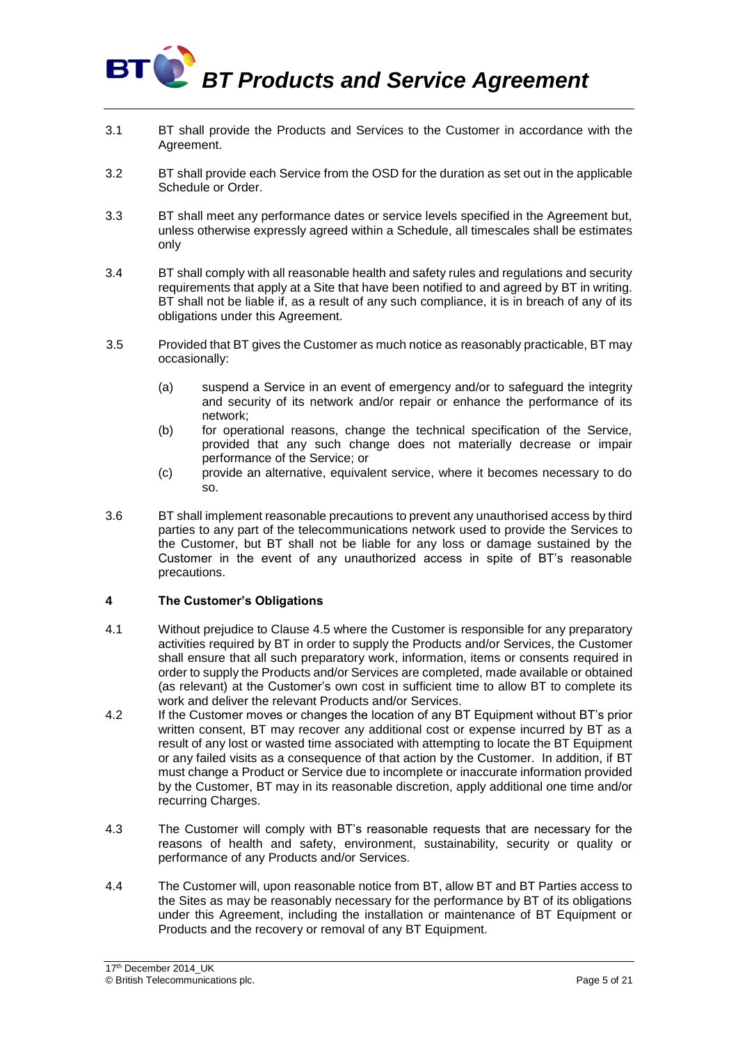3.1 BT shall provide the Products and Services to the Customer in accordance with the Agreement.

3.2 BT shall provide each Service from the OSD for the duration as set out in the applicable Schedule or Order.

3.3 BT shall meet any performance dates or service levels specified in the Agreement but, unless otherwise expressly agreed within a Schedule, all timescales shall be estimates only

3.4 BT shall comply with all reasonable health and safety rules and regulations and security requirements that apply at a Site that have been notified to and agreed by BT in writing. BT shall not be liable if, as a result of any such compliance, it is in breach of any of its obligations under this Agreement.

3.5 Provided that BT gives the Customer as much notice as reasonably practicable, BT may occasionally:

(a) suspend a Service in an event of emergency and/or to safeguard the integrity and security of its network and/or repair or enhance the performance of its network;

(b) for operational reasons, change the technical specification of the Service, provided that any such change does not materially decrease or impair performance of the Service; or

(c) provide an alternative, equivalent service, where it becomes necessary to do so.

3.6 BT shall implement reasonable precautions to prevent any unauthorised access by third parties to any part of the telecommunications network used to provide the Services to the Customer, but BT shall not be liable for any loss or damage sustained by the Customer in the event of any unauthorized access in spite of BT's reasonable precautions.

## 4 The Customer's Obligations

4.1 Without prejudice to Clause 4.5 where the Customer is responsible for any preparatory activities required by BT in order to supply the Products and/or Services, the Customer shall ensure that all such preparatory work, information, items or consents required in order to supply the Products and/or Services are completed, made available or obtained (as relevant) at the Customer's own cost in sufficient time to allow BT to complete its work and deliver the relevant Products and/or Services.

4.2 If the Customer moves or changes the location of any BT Equipment without BT's prior written consent, BT may recover any additional cost or expense incurred by BT as a result of any lost or wasted time associated with attempting to locate the BT Equipment or any failed visits as a consequence of that action by the Customer. In addition, if BT must change a Product or Service due to incomplete or inaccurate information provided by the Customer, BT may in its reasonable discretion, apply additional one time and/or recurring Charges.

4.3 The Customer will comply with BT's reasonable requests that are necessary for the reasons of health and safety, environment, sustainability, security or quality or performance of any Products and/or Services.

4.4 The Customer will, upon reasonable notice from BT, allow BT and BT Parties access to the Sites as may be reasonably necessary for the performance by BT of its obligations under this Agreement, including the installation or maintenance of BT Equipment or Products and the recovery or removal of any BT Equipment.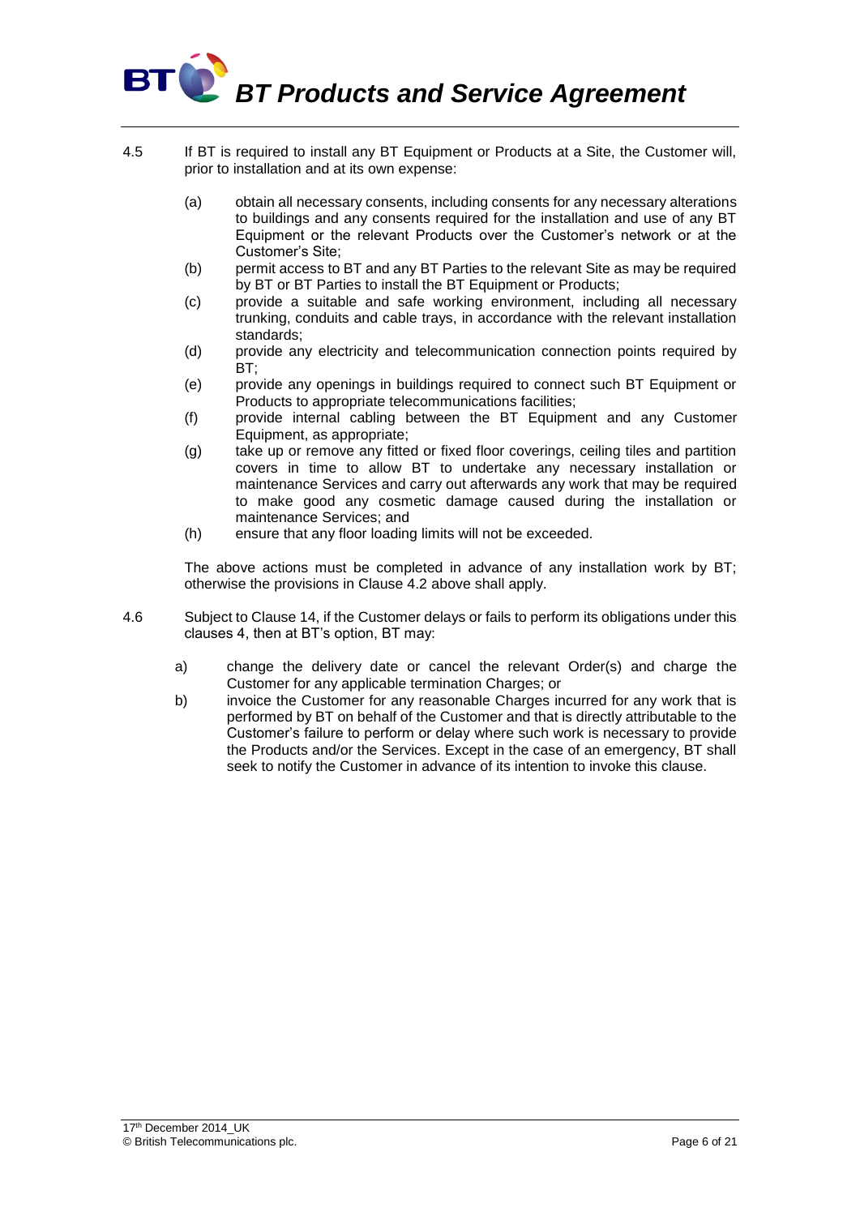4.5 If BT is required to install any BT Equipment or Products at a Site, the Customer will, prior to installation and at its own expense:

(a) obtain all necessary consents, including consents for any necessary alterations to buildings and any consents required for the installation and use of any BT Equipment or the relevant Products over the Customer's network or at the Customer's Site;

(b) permit access to BT and any BT Parties to the relevant Site as may be required by BT or BT Parties to install the BT Equipment or Products;

(c) provide a suitable and safe working environment, including all necessary trunking, conduits and cable trays, in accordance with the relevant installation standards;

(d) provide any electricity and telecommunication connection points required by BT;

(e) provide any openings in buildings required to connect such BT Equipment or Products to appropriate telecommunications facilities;

(f) provide internal cabling between the BT Equipment and any Customer Equipment, as appropriate;

(g) take up or remove any fitted or fixed floor coverings, ceiling tiles and partition covers in time to allow BT to undertake any necessary installation or maintenance Services and carry out afterwards any work that may be required to make good any cosmetic damage caused during the installation or maintenance Services; and

(h) ensure that any floor loading limits will not be exceeded.

The above actions must be completed in advance of any installation work by BT; otherwise the provisions in Clause 4.2 above shall apply.

4.6 Subject to Clause 14, if the Customer delays or fails to perform its obligations under this clauses 4, then at BT's option, BT may:

a) change the delivery date or cancel the relevant Order(s) and charge the Customer for any applicable termination Charges; or

b) invoice the Customer for any reasonable Charges incurred for any work that is performed by BT on behalf of the Customer and that is directly attributable to the Customer's failure to perform or delay where such work is necessary to provide the Products and/or the Services. Except in the case of an emergency, BT shall seek to notify the Customer in advance of its intention to invoke this clause.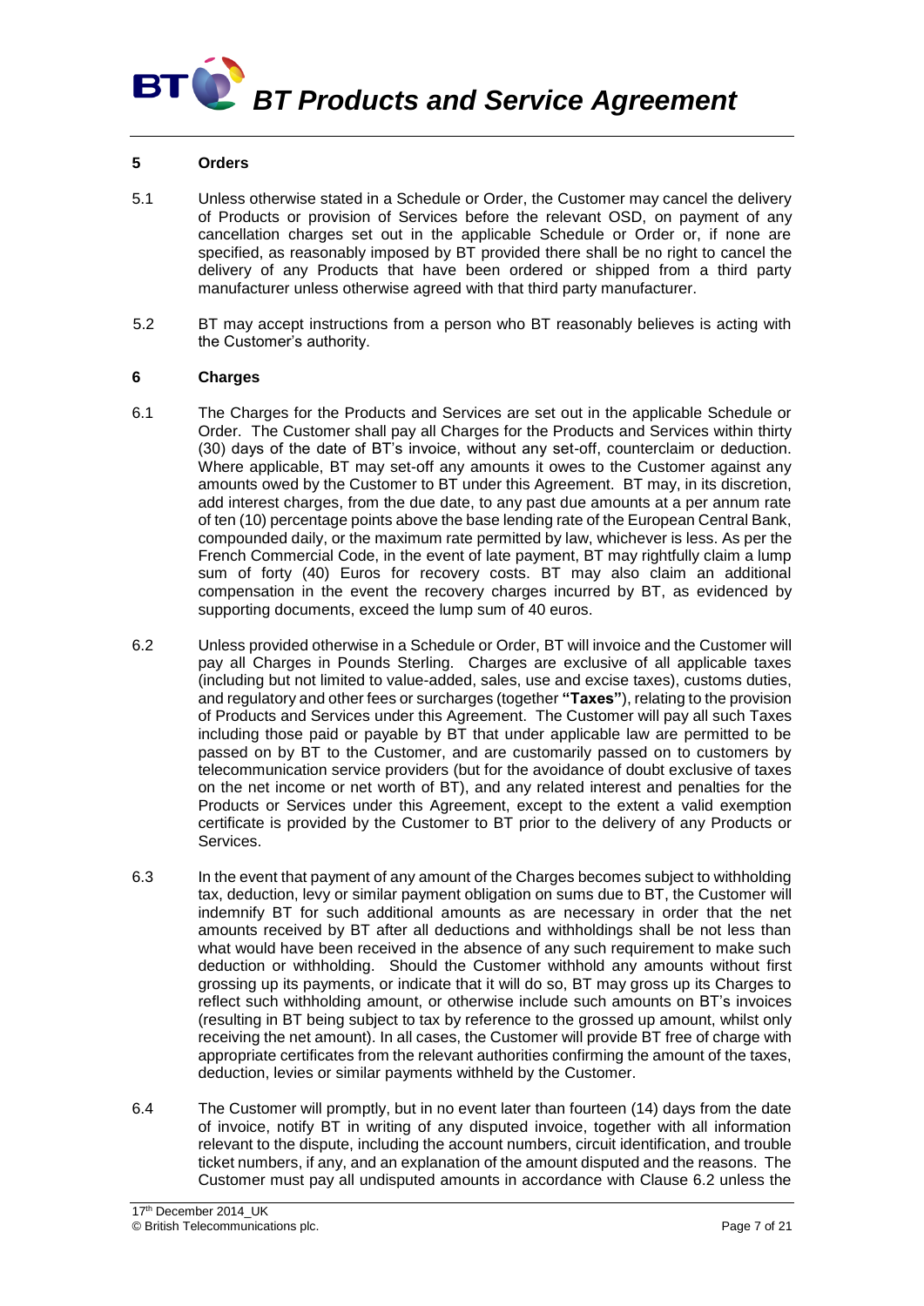## 5 Orders

5.1 Unless otherwise stated in a Schedule or Order, the Customer may cancel the delivery of Products or provision of Services before the relevant OSD, on payment of any cancellation charges set out in the applicable Schedule or Order or, if none are specified, as reasonably imposed by BT provided there shall be no right to cancel the delivery of any Products that have been ordered or shipped from a third party manufacturer unless otherwise agreed with that third party manufacturer.

5.2 BT may accept instructions from a person who BT reasonably believes is acting with the Customer's authority.

## 6 Charges

6.1 The Charges for the Products and Services are set out in the applicable Schedule or Order. The Customer shall pay all Charges for the Products and Services within thirty (30) days of the date of BT's invoice, without any set-off, counterclaim or deduction. Where applicable, BT may set-off any amounts it owes to the Customer against any amounts owed by the Customer to BT under this Agreement. BT may, in its discretion, add interest charges, from the due date, to any past due amounts at a per annum rate of ten (10) percentage points above the base lending rate of the European Central Bank, compounded daily, or the maximum rate permitted by law, whichever is less. As per the French Commercial Code, in the event of late payment, BT may rightfully claim a lump sum of forty (40) Euros for recovery costs. BT may also claim an additional compensation in the event the recovery charges incurred by BT, as evidenced by supporting documents, exceed the lump sum of 40 euros.

6.2 Unless provided otherwise in a Schedule or Order, BT will invoice and the Customer will pay all Charges in Pounds Sterling. Charges are exclusive of all applicable taxes (including but not limited to value-added, sales, use and excise taxes), customs duties, and regulatory and other fees or surcharges (together **"Taxes"**), relating to the provision of Products and Services under this Agreement. The Customer will pay all such Taxes including those paid or payable by BT that under applicable law are permitted to be passed on by BT to the Customer, and are customarily passed on to customers by telecommunication service providers (but for the avoidance of doubt exclusive of taxes on the net income or net worth of BT), and any related interest and penalties for the Products or Services under this Agreement, except to the extent a valid exemption certificate is provided by the Customer to BT prior to the delivery of any Products or Services.

6.3 In the event that payment of any amount of the Charges becomes subject to withholding tax, deduction, levy or similar payment obligation on sums due to BT, the Customer will indemnify BT for such additional amounts as are necessary in order that the net amounts received by BT after all deductions and withholdings shall be not less than what would have been received in the absence of any such requirement to make such deduction or withholding. Should the Customer withhold any amounts without first grossing up its payments, or indicate that it will do so, BT may gross up its Charges to reflect such withholding amount, or otherwise include such amounts on BT's invoices (resulting in BT being subject to tax by reference to the grossed up amount, whilst only receiving the net amount). In all cases, the Customer will provide BT free of charge with appropriate certificates from the relevant authorities confirming the amount of the taxes, deduction, levies or similar payments withheld by the Customer.

6.4 The Customer will promptly, but in no event later than fourteen (14) days from the date of invoice, notify BT in writing of any disputed invoice, together with all information relevant to the dispute, including the account numbers, circuit identification, and trouble ticket numbers, if any, and an explanation of the amount disputed and the reasons. The Customer must pay all undisputed amounts in accordance with Clause 6.2 unless the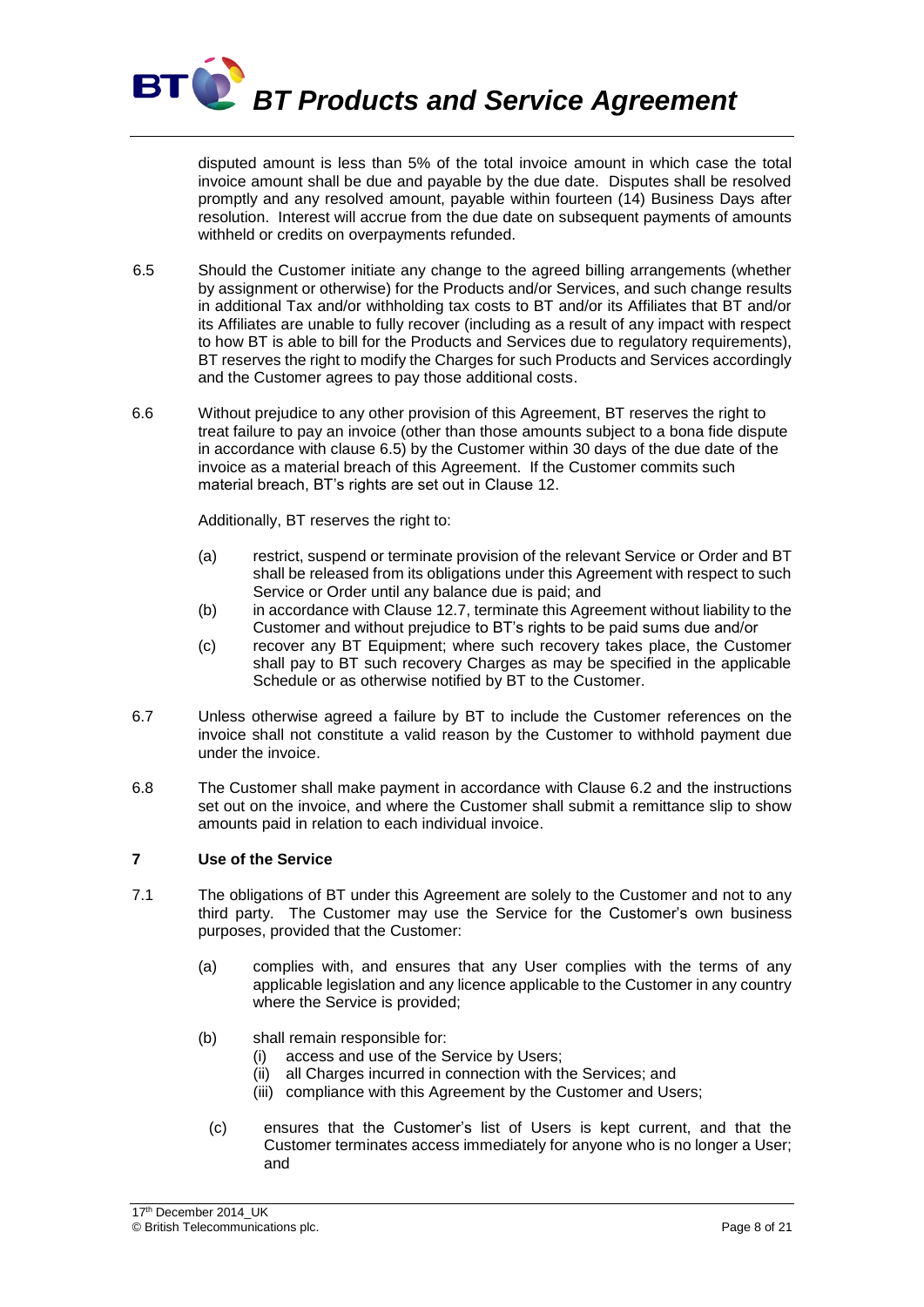disputed amount is less than 5% of the total invoice amount in which case the total invoice amount shall be due and payable by the due date. Disputes shall be resolved promptly and any resolved amount, payable within fourteen (14) Business Days after resolution. Interest will accrue from the due date on subsequent payments of amounts withheld or credits on overpayments refunded.

6.5 Should the Customer initiate any change to the agreed billing arrangements (whether by assignment or otherwise) for the Products and/or Services, and such change results in additional Tax and/or withholding tax costs to BT and/or its Affiliates that BT and/or its Affiliates are unable to fully recover (including as a result of any impact with respect to how BT is able to bill for the Products and Services due to regulatory requirements), BT reserves the right to modify the Charges for such Products and Services accordingly and the Customer agrees to pay those additional costs.

6.6 Without prejudice to any other provision of this Agreement, BT reserves the right to treat failure to pay an invoice (other than those amounts subject to a bona fide dispute in accordance with clause 6.5) by the Customer within 30 days of the due date of the invoice as a material breach of this Agreement. If the Customer commits such material breach, BT's rights are set out in Clause 12.

Additionally, BT reserves the right to:

(a) restrict, suspend or terminate provision of the relevant Service or Order and BT shall be released from its obligations under this Agreement with respect to such Service or Order until any balance due is paid; and

(b) in accordance with Clause 12.7, terminate this Agreement without liability to the Customer and without prejudice to BT's rights to be paid sums due and/or

(c) recover any BT Equipment; where such recovery takes place, the Customer shall pay to BT such recovery Charges as may be specified in the applicable Schedule or as otherwise notified by BT to the Customer.

6.7 Unless otherwise agreed a failure by BT to include the Customer references on the invoice shall not constitute a valid reason by the Customer to withhold payment due under the invoice.

6.8 The Customer shall make payment in accordance with Clause 6.2 and the instructions set out on the invoice, and where the Customer shall submit a remittance slip to show amounts paid in relation to each individual invoice.

## 7 Use of the Service

7.1 The obligations of BT under this Agreement are solely to the Customer and not to any third party. The Customer may use the Service for the Customer's own business purposes, provided that the Customer:

(a) complies with, and ensures that any User complies with the terms of any applicable legislation and any licence applicable to the Customer in any country where the Service is provided;

(b) shall remain responsible for:
   (i) access and use of the Service by Users;
   (ii) all Charges incurred in connection with the Services; and
   (iii) compliance with this Agreement by the Customer and Users;

(c) ensures that the Customer's list of Users is kept current, and that the Customer terminates access immediately for anyone who is no longer a User; and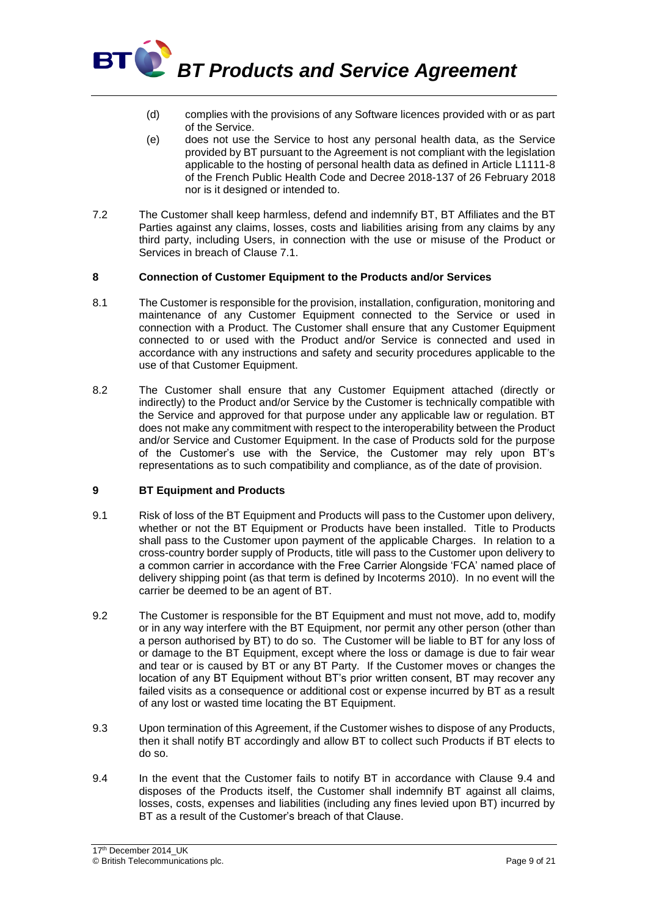(d) complies with the provisions of any Software licences provided with or as part of the Service.

(e) does not use the Service to host any personal health data, as the Service provided by BT pursuant to the Agreement is not compliant with the legislation applicable to the hosting of personal health data as defined in Article L1111-8 of the French Public Health Code and Decree 2018-137 of 26 February 2018 nor is it designed or intended to.

7.2 The Customer shall keep harmless, defend and indemnify BT, BT Affiliates and the BT Parties against any claims, losses, costs and liabilities arising from any claims by any third party, including Users, in connection with the use or misuse of the Product or Services in breach of Clause 7.1.

## 8 Connection of Customer Equipment to the Products and/or Services

8.1 The Customer is responsible for the provision, installation, configuration, monitoring and maintenance of any Customer Equipment connected to the Service or used in connection with a Product. The Customer shall ensure that any Customer Equipment connected to or used with the Product and/or Service is connected and used in accordance with any instructions and safety and security procedures applicable to the use of that Customer Equipment.

8.2 The Customer shall ensure that any Customer Equipment attached (directly or indirectly) to the Product and/or Service by the Customer is technically compatible with the Service and approved for that purpose under any applicable law or regulation. BT does not make any commitment with respect to the interoperability between the Product and/or Service and Customer Equipment. In the case of Products sold for the purpose of the Customer's use with the Service, the Customer may rely upon BT's representations as to such compatibility and compliance, as of the date of provision.

## 9 BT Equipment and Products

9.1 Risk of loss of the BT Equipment and Products will pass to the Customer upon delivery, whether or not the BT Equipment or Products have been installed. Title to Products shall pass to the Customer upon payment of the applicable Charges. In relation to a cross-country border supply of Products, title will pass to the Customer upon delivery to a common carrier in accordance with the Free Carrier Alongside 'FCA' named place of delivery shipping point (as that term is defined by Incoterms 2010). In no event will the carrier be deemed to be an agent of BT.

9.2 The Customer is responsible for the BT Equipment and must not move, add to, modify or in any way interfere with the BT Equipment, nor permit any other person (other than a person authorised by BT) to do so. The Customer will be liable to BT for any loss of or damage to the BT Equipment, except where the loss or damage is due to fair wear and tear or is caused by BT or any BT Party. If the Customer moves or changes the location of any BT Equipment without BT's prior written consent, BT may recover any failed visits as a consequence or additional cost or expense incurred by BT as a result of any lost or wasted time locating the BT Equipment.

9.3 Upon termination of this Agreement, if the Customer wishes to dispose of any Products, then it shall notify BT accordingly and allow BT to collect such Products if BT elects to do so.

9.4 In the event that the Customer fails to notify BT in accordance with Clause 9.4 and disposes of the Products itself, the Customer shall indemnify BT against all claims, losses, costs, expenses and liabilities (including any fines levied upon BT) incurred by BT as a result of the Customer's breach of that Clause.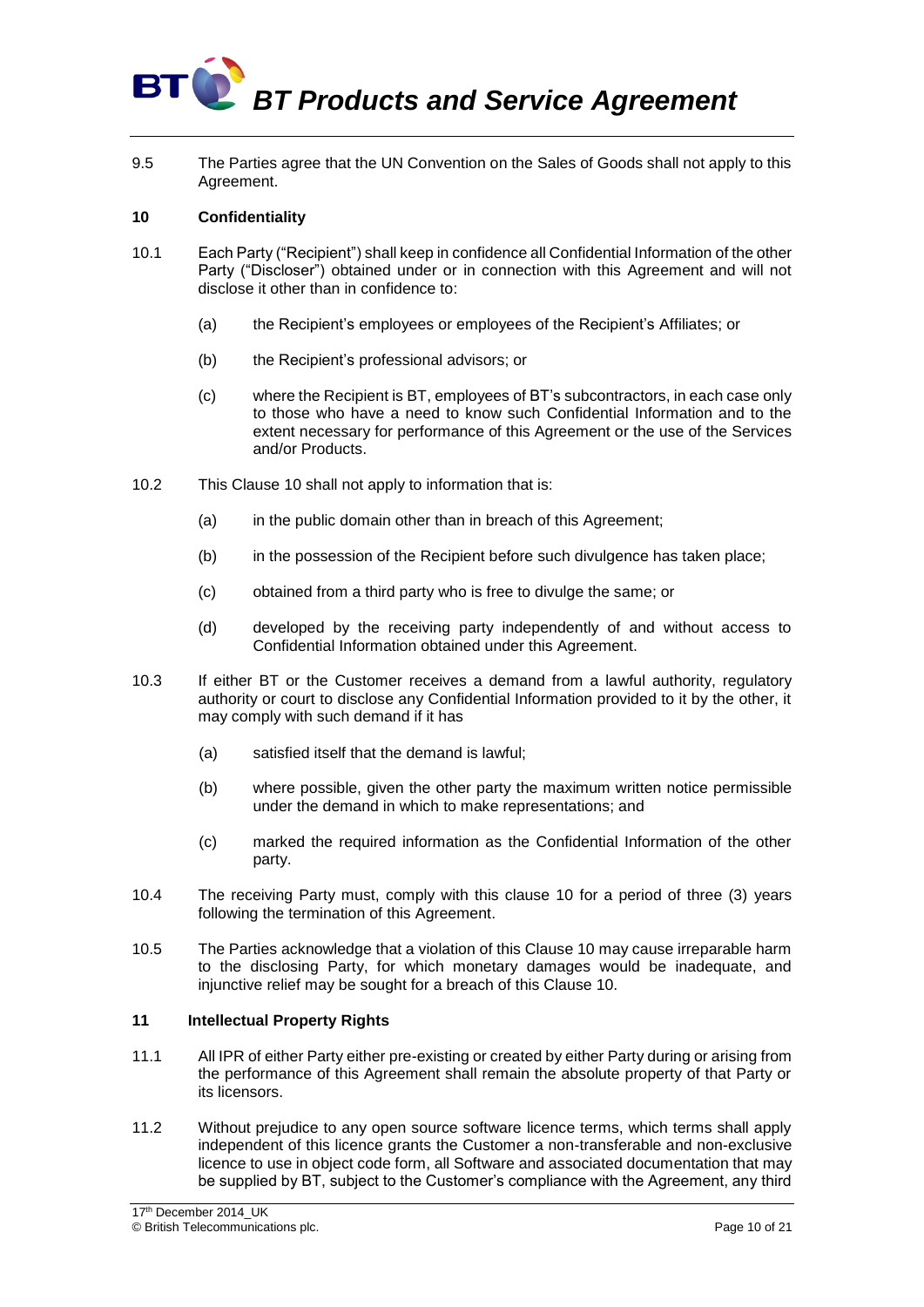9.5 The Parties agree that the UN Convention on the Sales of Goods shall not apply to this Agreement.

## 10 Confidentiality

10.1 Each Party ("Recipient") shall keep in confidence all Confidential Information of the other Party ("Discloser") obtained under or in connection with this Agreement and will not disclose it other than in confidence to:

(a) the Recipient's employees or employees of the Recipient's Affiliates; or

(b) the Recipient's professional advisors; or

(c) where the Recipient is BT, employees of BT's subcontractors, in each case only to those who have a need to know such Confidential Information and to the extent necessary for performance of this Agreement or the use of the Services and/or Products.

10.2 This Clause 10 shall not apply to information that is:

(a) in the public domain other than in breach of this Agreement;

(b) in the possession of the Recipient before such divulgence has taken place;

(c) obtained from a third party who is free to divulge the same; or

(d) developed by the receiving party independently of and without access to Confidential Information obtained under this Agreement.

10.3 If either BT or the Customer receives a demand from a lawful authority, regulatory authority or court to disclose any Confidential Information provided to it by the other, it may comply with such demand if it has

(a) satisfied itself that the demand is lawful;

(b) where possible, given the other party the maximum written notice permissible under the demand in which to make representations; and

(c) marked the required information as the Confidential Information of the other party.

10.4 The receiving Party must, comply with this clause 10 for a period of three (3) years following the termination of this Agreement.

10.5 The Parties acknowledge that a violation of this Clause 10 may cause irreparable harm to the disclosing Party, for which monetary damages would be inadequate, and injunctive relief may be sought for a breach of this Clause 10.

## 11 Intellectual Property Rights

11.1 All IPR of either Party either pre-existing or created by either Party during or arising from the performance of this Agreement shall remain the absolute property of that Party or its licensors.

11.2 Without prejudice to any open source software licence terms, which terms shall apply independent of this licence grants the Customer a non-transferable and non-exclusive licence to use in object code form, all Software and associated documentation that may be supplied by BT, subject to the Customer's compliance with the Agreement, any third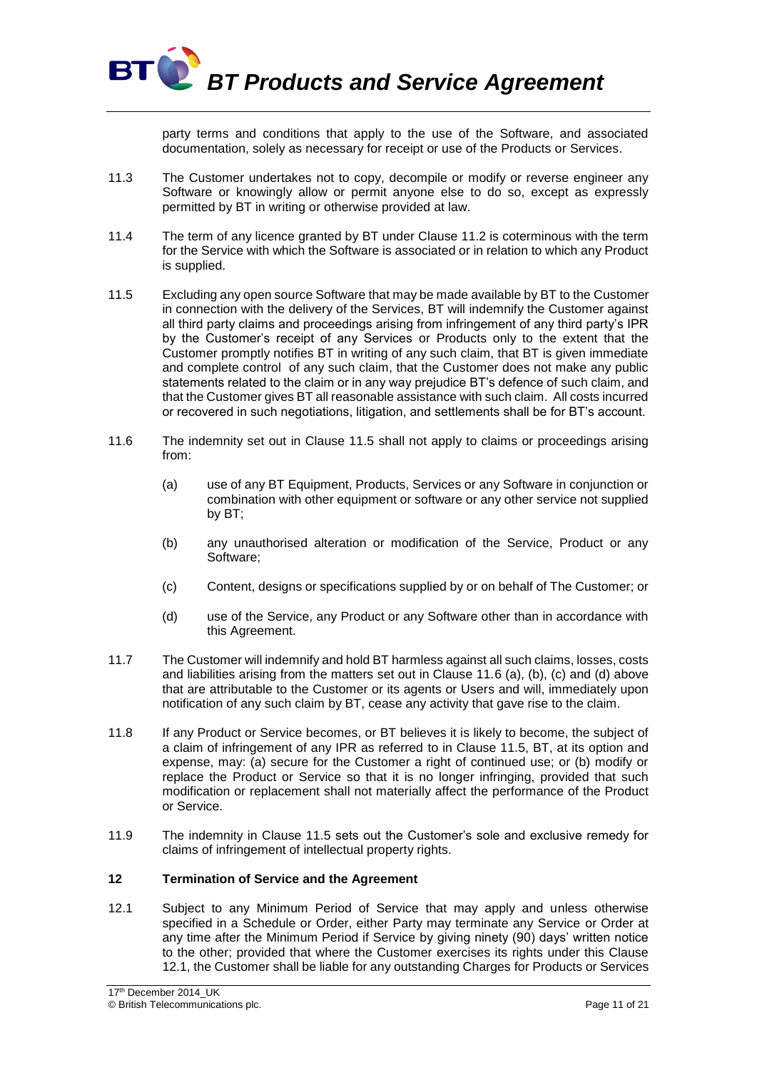party terms and conditions that apply to the use of the Software, and associated documentation, solely as necessary for receipt or use of the Products or Services.

11.3 The Customer undertakes not to copy, decompile or modify or reverse engineer any Software or knowingly allow or permit anyone else to do so, except as expressly permitted by BT in writing or otherwise provided at law.

11.4 The term of any licence granted by BT under Clause 11.2 is coterminous with the term for the Service with which the Software is associated or in relation to which any Product is supplied.

11.5 Excluding any open source Software that may be made available by BT to the Customer in connection with the delivery of the Services, BT will indemnify the Customer against all third party claims and proceedings arising from infringement of any third party's IPR by the Customer's receipt of any Services or Products only to the extent that the Customer promptly notifies BT in writing of any such claim, that BT is given immediate and complete control of any such claim, that the Customer does not make any public statements related to the claim or in any way prejudice BT's defence of such claim, and that the Customer gives BT all reasonable assistance with such claim. All costs incurred or recovered in such negotiations, litigation, and settlements shall be for BT's account.

11.6 The indemnity set out in Clause 11.5 shall not apply to claims or proceedings arising from:

(a) use of any BT Equipment, Products, Services or any Software in conjunction or combination with other equipment or software or any other service not supplied by BT;

(b) any unauthorised alteration or modification of the Service, Product or any Software;

(c) Content, designs or specifications supplied by or on behalf of The Customer; or

(d) use of the Service, any Product or any Software other than in accordance with this Agreement.

11.7 The Customer will indemnify and hold BT harmless against all such claims, losses, costs and liabilities arising from the matters set out in Clause 11.6 (a), (b), (c) and (d) above that are attributable to the Customer or its agents or Users and will, immediately upon notification of any such claim by BT, cease any activity that gave rise to the claim.

11.8 If any Product or Service becomes, or BT believes it is likely to become, the subject of a claim of infringement of any IPR as referred to in Clause 11.5, BT, at its option and expense, may: (a) secure for the Customer a right of continued use; or (b) modify or replace the Product or Service so that it is no longer infringing, provided that such modification or replacement shall not materially affect the performance of the Product or Service.

11.9 The indemnity in Clause 11.5 sets out the Customer's sole and exclusive remedy for claims of infringement of intellectual property rights.

## 12 Termination of Service and the Agreement

12.1 Subject to any Minimum Period of Service that may apply and unless otherwise specified in a Schedule or Order, either Party may terminate any Service or Order at any time after the Minimum Period if Service by giving ninety (90) days' written notice to the other; provided that where the Customer exercises its rights under this Clause 12.1, the Customer shall be liable for any outstanding Charges for Products or Services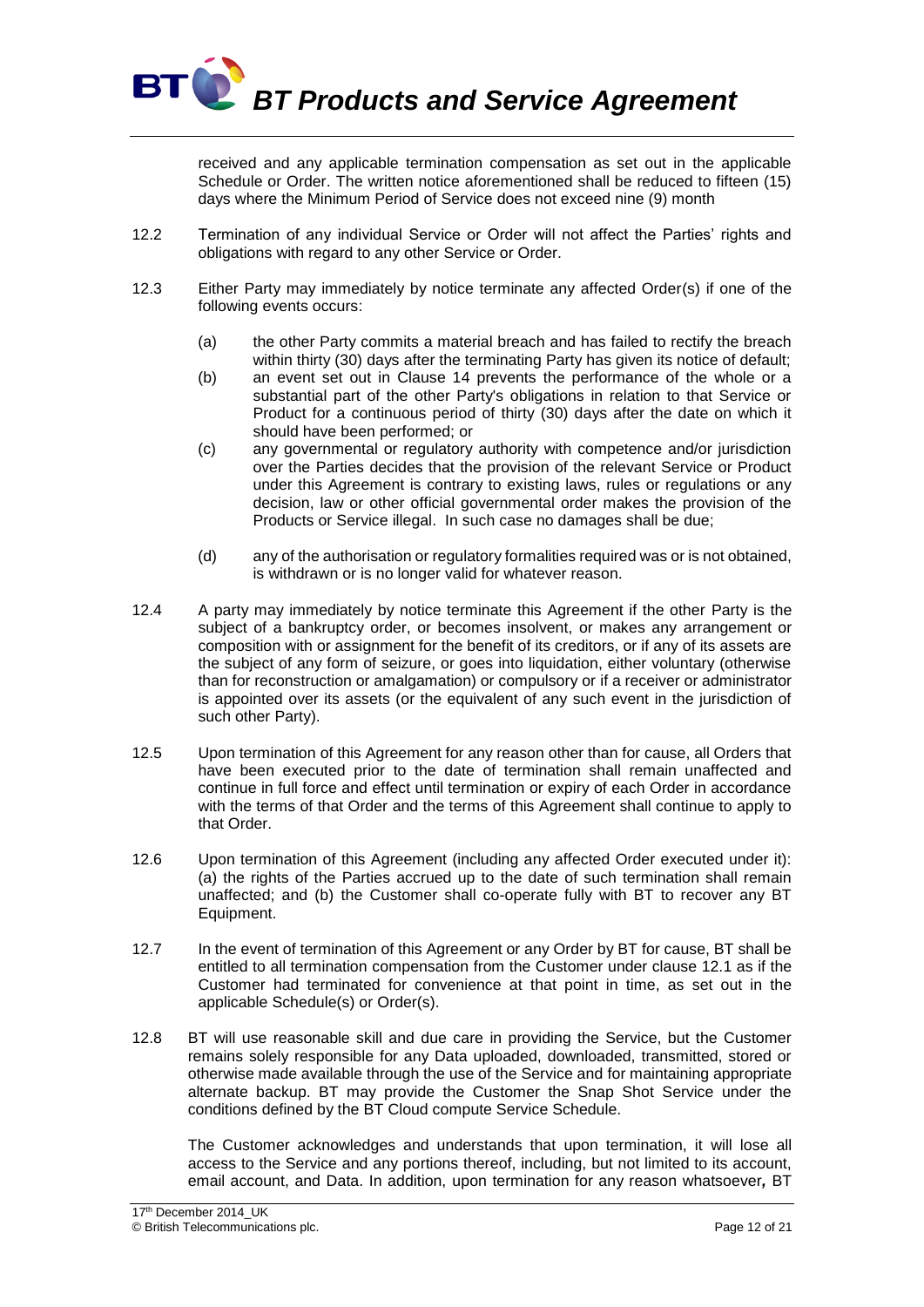received and any applicable termination compensation as set out in the applicable Schedule or Order. The written notice aforementioned shall be reduced to fifteen (15) days where the Minimum Period of Service does not exceed nine (9) month

12.2 Termination of any individual Service or Order will not affect the Parties' rights and obligations with regard to any other Service or Order.

12.3 Either Party may immediately by notice terminate any affected Order(s) if one of the following events occurs:

(a) the other Party commits a material breach and has failed to rectify the breach within thirty (30) days after the terminating Party has given its notice of default;

(b) an event set out in Clause 14 prevents the performance of the whole or a substantial part of the other Party's obligations in relation to that Service or Product for a continuous period of thirty (30) days after the date on which it should have been performed; or

(c) any governmental or regulatory authority with competence and/or jurisdiction over the Parties decides that the provision of the relevant Service or Product under this Agreement is contrary to existing laws, rules or regulations or any decision, law or other official governmental order makes the provision of the Products or Service illegal. In such case no damages shall be due;

(d) any of the authorisation or regulatory formalities required was or is not obtained, is withdrawn or is no longer valid for whatever reason.

12.4 A party may immediately by notice terminate this Agreement if the other Party is the subject of a bankruptcy order, or becomes insolvent, or makes any arrangement or composition with or assignment for the benefit of its creditors, or if any of its assets are the subject of any form of seizure, or goes into liquidation, either voluntary (otherwise than for reconstruction or amalgamation) or compulsory or if a receiver or administrator is appointed over its assets (or the equivalent of any such event in the jurisdiction of such other Party).

12.5 Upon termination of this Agreement for any reason other than for cause, all Orders that have been executed prior to the date of termination shall remain unaffected and continue in full force and effect until termination or expiry of each Order in accordance with the terms of that Order and the terms of this Agreement shall continue to apply to that Order.

12.6 Upon termination of this Agreement (including any affected Order executed under it): (a) the rights of the Parties accrued up to the date of such termination shall remain unaffected; and (b) the Customer shall co-operate fully with BT to recover any BT Equipment.

12.7 In the event of termination of this Agreement or any Order by BT for cause, BT shall be entitled to all termination compensation from the Customer under clause 12.1 as if the Customer had terminated for convenience at that point in time, as set out in the applicable Schedule(s) or Order(s).

12.8 BT will use reasonable skill and due care in providing the Service, but the Customer remains solely responsible for any Data uploaded, downloaded, transmitted, stored or otherwise made available through the use of the Service and for maintaining appropriate alternate backup. BT may provide the Customer the Snap Shot Service under the conditions defined by the BT Cloud compute Service Schedule.

The Customer acknowledges and understands that upon termination, it will lose all access to the Service and any portions thereof, including, but not limited to its account, email account, and Data. In addition, upon termination for any reason whatsoever**,** BT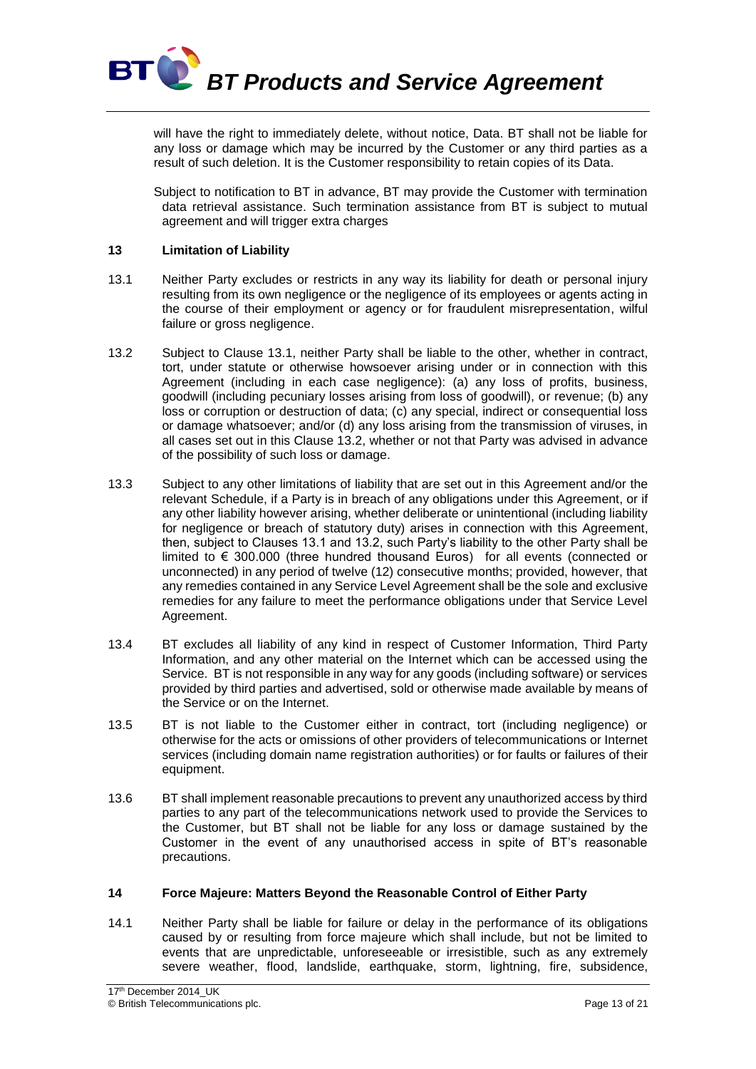will have the right to immediately delete, without notice, Data. BT shall not be liable for any loss or damage which may be incurred by the Customer or any third parties as a result of such deletion. It is the Customer responsibility to retain copies of its Data.

Subject to notification to BT in advance, BT may provide the Customer with termination data retrieval assistance. Such termination assistance from BT is subject to mutual agreement and will trigger extra charges

## 13 Limitation of Liability

13.1 Neither Party excludes or restricts in any way its liability for death or personal injury resulting from its own negligence or the negligence of its employees or agents acting in the course of their employment or agency or for fraudulent misrepresentation, wilful failure or gross negligence.

13.2 Subject to Clause 13.1, neither Party shall be liable to the other, whether in contract, tort, under statute or otherwise howsoever arising under or in connection with this Agreement (including in each case negligence): (a) any loss of profits, business, goodwill (including pecuniary losses arising from loss of goodwill), or revenue; (b) any loss or corruption or destruction of data; (c) any special, indirect or consequential loss or damage whatsoever; and/or (d) any loss arising from the transmission of viruses, in all cases set out in this Clause 13.2, whether or not that Party was advised in advance of the possibility of such loss or damage.

13.3 Subject to any other limitations of liability that are set out in this Agreement and/or the relevant Schedule, if a Party is in breach of any obligations under this Agreement, or if any other liability however arising, whether deliberate or unintentional (including liability for negligence or breach of statutory duty) arises in connection with this Agreement, then, subject to Clauses 13.1 and 13.2, such Party's liability to the other Party shall be limited to € 300.000 (three hundred thousand Euros) for all events (connected or unconnected) in any period of twelve (12) consecutive months; provided, however, that any remedies contained in any Service Level Agreement shall be the sole and exclusive remedies for any failure to meet the performance obligations under that Service Level Agreement.

13.4 BT excludes all liability of any kind in respect of Customer Information, Third Party Information, and any other material on the Internet which can be accessed using the Service. BT is not responsible in any way for any goods (including software) or services provided by third parties and advertised, sold or otherwise made available by means of the Service or on the Internet.

13.5 BT is not liable to the Customer either in contract, tort (including negligence) or otherwise for the acts or omissions of other providers of telecommunications or Internet services (including domain name registration authorities) or for faults or failures of their equipment.

13.6 BT shall implement reasonable precautions to prevent any unauthorized access by third parties to any part of the telecommunications network used to provide the Services to the Customer, but BT shall not be liable for any loss or damage sustained by the Customer in the event of any unauthorised access in spite of BT's reasonable precautions.

## 14 Force Majeure: Matters Beyond the Reasonable Control of Either Party

14.1 Neither Party shall be liable for failure or delay in the performance of its obligations caused by or resulting from force majeure which shall include, but not be limited to events that are unpredictable, unforeseeable or irresistible, such as any extremely severe weather, flood, landslide, earthquake, storm, lightning, fire, subsidence,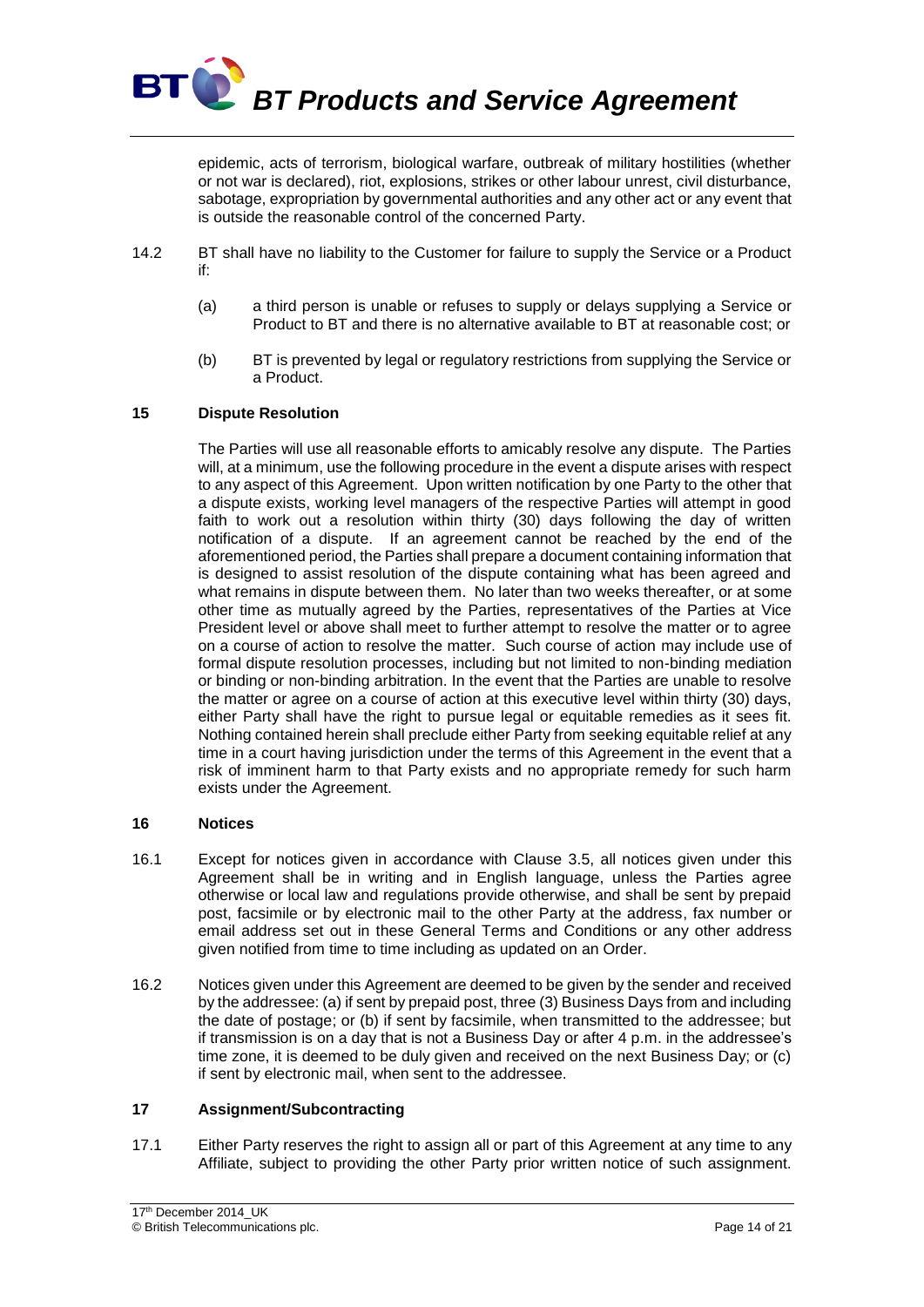epidemic, acts of terrorism, biological warfare, outbreak of military hostilities (whether or not war is declared), riot, explosions, strikes or other labour unrest, civil disturbance, sabotage, expropriation by governmental authorities and any other act or any event that is outside the reasonable control of the concerned Party.

14.2 BT shall have no liability to the Customer for failure to supply the Service or a Product if:

(a) a third person is unable or refuses to supply or delays supplying a Service or Product to BT and there is no alternative available to BT at reasonable cost; or

(b) BT is prevented by legal or regulatory restrictions from supplying the Service or a Product.

## 15 Dispute Resolution

The Parties will use all reasonable efforts to amicably resolve any dispute. The Parties will, at a minimum, use the following procedure in the event a dispute arises with respect to any aspect of this Agreement. Upon written notification by one Party to the other that a dispute exists, working level managers of the respective Parties will attempt in good faith to work out a resolution within thirty (30) days following the day of written notification of a dispute. If an agreement cannot be reached by the end of the aforementioned period, the Parties shall prepare a document containing information that is designed to assist resolution of the dispute containing what has been agreed and what remains in dispute between them. No later than two weeks thereafter, or at some other time as mutually agreed by the Parties, representatives of the Parties at Vice President level or above shall meet to further attempt to resolve the matter or to agree on a course of action to resolve the matter. Such course of action may include use of formal dispute resolution processes, including but not limited to non-binding mediation or binding or non-binding arbitration. In the event that the Parties are unable to resolve the matter or agree on a course of action at this executive level within thirty (30) days, either Party shall have the right to pursue legal or equitable remedies as it sees fit. Nothing contained herein shall preclude either Party from seeking equitable relief at any time in a court having jurisdiction under the terms of this Agreement in the event that a risk of imminent harm to that Party exists and no appropriate remedy for such harm exists under the Agreement.

## 16 Notices

16.1 Except for notices given in accordance with Clause 3.5, all notices given under this Agreement shall be in writing and in English language, unless the Parties agree otherwise or local law and regulations provide otherwise, and shall be sent by prepaid post, facsimile or by electronic mail to the other Party at the address, fax number or email address set out in these General Terms and Conditions or any other address given notified from time to time including as updated on an Order.

16.2 Notices given under this Agreement are deemed to be given by the sender and received by the addressee: (a) if sent by prepaid post, three (3) Business Days from and including the date of postage; or (b) if sent by facsimile, when transmitted to the addressee; but if transmission is on a day that is not a Business Day or after 4 p.m. in the addressee's time zone, it is deemed to be duly given and received on the next Business Day; or (c) if sent by electronic mail, when sent to the addressee.

## 17 Assignment/Subcontracting

17.1 Either Party reserves the right to assign all or part of this Agreement at any time to any Affiliate, subject to providing the other Party prior written notice of such assignment.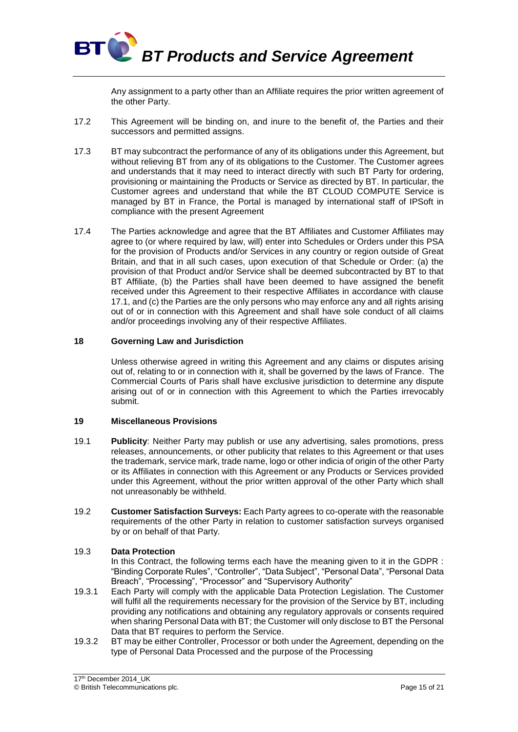Any assignment to a party other than an Affiliate requires the prior written agreement of the other Party.

17.2 This Agreement will be binding on, and inure to the benefit of, the Parties and their successors and permitted assigns.

17.3 BT may subcontract the performance of any of its obligations under this Agreement, but without relieving BT from any of its obligations to the Customer. The Customer agrees and understands that it may need to interact directly with such BT Party for ordering, provisioning or maintaining the Products or Service as directed by BT. In particular, the Customer agrees and understand that while the BT CLOUD COMPUTE Service is managed by BT in France, the Portal is managed by international staff of IPSoft in compliance with the present Agreement

17.4 The Parties acknowledge and agree that the BT Affiliates and Customer Affiliates may agree to (or where required by law, will) enter into Schedules or Orders under this PSA for the provision of Products and/or Services in any country or region outside of Great Britain, and that in all such cases, upon execution of that Schedule or Order: (a) the provision of that Product and/or Service shall be deemed subcontracted by BT to that BT Affiliate, (b) the Parties shall have been deemed to have assigned the benefit received under this Agreement to their respective Affiliates in accordance with clause 17.1, and (c) the Parties are the only persons who may enforce any and all rights arising out of or in connection with this Agreement and shall have sole conduct of all claims and/or proceedings involving any of their respective Affiliates.

## 18 Governing Law and Jurisdiction

Unless otherwise agreed in writing this Agreement and any claims or disputes arising out of, relating to or in connection with it, shall be governed by the laws of France. The Commercial Courts of Paris shall have exclusive jurisdiction to determine any dispute arising out of or in connection with this Agreement to which the Parties irrevocably submit.

## 19 Miscellaneous Provisions

19.1 **Publicity**: Neither Party may publish or use any advertising, sales promotions, press releases, announcements, or other publicity that relates to this Agreement or that uses the trademark, service mark, trade name, logo or other indicia of origin of the other Party or its Affiliates in connection with this Agreement or any Products or Services provided under this Agreement, without the prior written approval of the other Party which shall not unreasonably be withheld.

19.2 **Customer Satisfaction Surveys:** Each Party agrees to co-operate with the reasonable requirements of the other Party in relation to customer satisfaction surveys organised by or on behalf of that Party.

19.3 **Data Protection**

In this Contract, the following terms each have the meaning given to it in the GDPR : "Binding Corporate Rules", "Controller", "Data Subject", "Personal Data", "Personal Data Breach", "Processing", "Processor" and "Supervisory Authority"

19.3.1 Each Party will comply with the applicable Data Protection Legislation. The Customer will fulfil all the requirements necessary for the provision of the Service by BT, including providing any notifications and obtaining any regulatory approvals or consents required when sharing Personal Data with BT; the Customer will only disclose to BT the Personal Data that BT requires to perform the Service.

19.3.2 BT may be either Controller, Processor or both under the Agreement, depending on the type of Personal Data Processed and the purpose of the Processing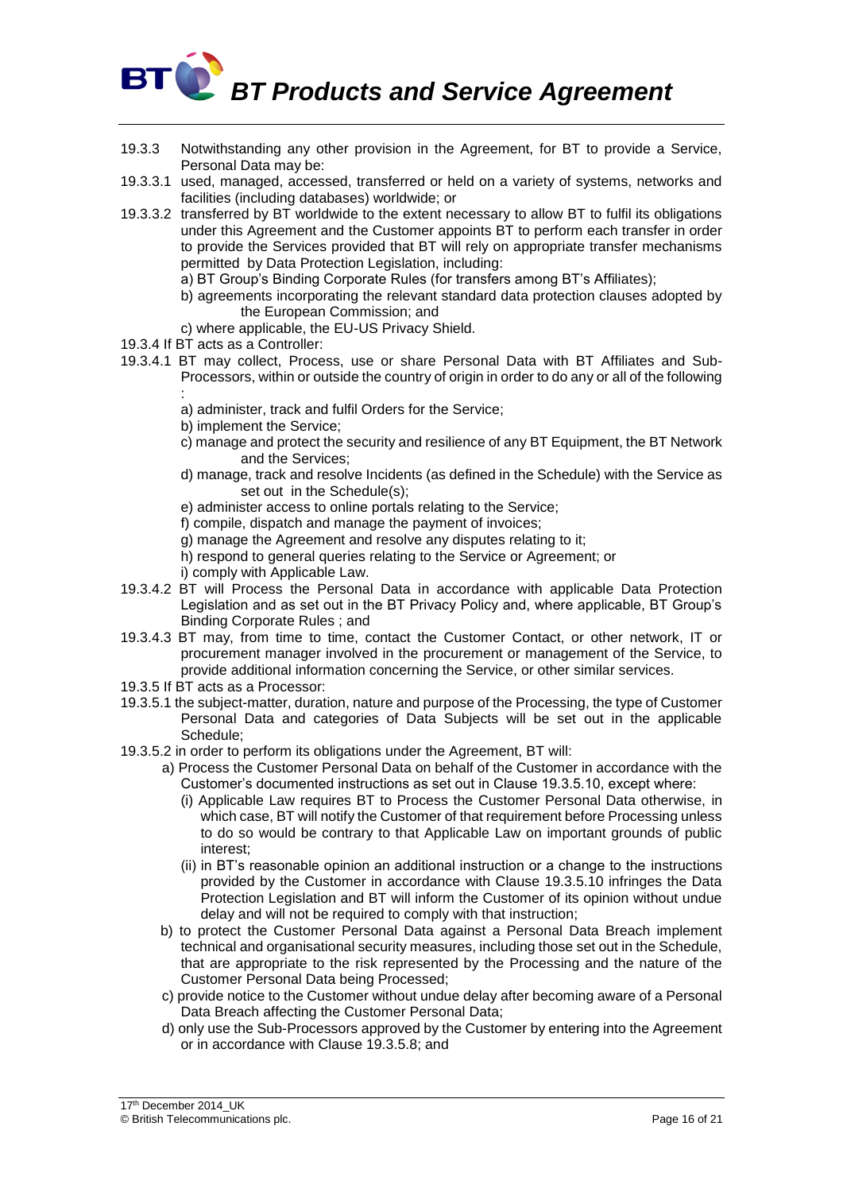19.3.3 Notwithstanding any other provision in the Agreement, for BT to provide a Service, Personal Data may be:

19.3.3.1 used, managed, accessed, transferred or held on a variety of systems, networks and facilities (including databases) worldwide; or

19.3.3.2 transferred by BT worldwide to the extent necessary to allow BT to fulfil its obligations under this Agreement and the Customer appoints BT to perform each transfer in order to provide the Services provided that BT will rely on appropriate transfer mechanisms permitted by Data Protection Legislation, including:

a) BT Group's Binding Corporate Rules (for transfers among BT's Affiliates);

b) agreements incorporating the relevant standard data protection clauses adopted by the European Commission; and

c) where applicable, the EU-US Privacy Shield.

19.3.4 If BT acts as a Controller:

19.3.4.1 BT may collect, Process, use or share Personal Data with BT Affiliates and Sub-Processors, within or outside the country of origin in order to do any or all of the following :

a) administer, track and fulfil Orders for the Service;

b) implement the Service;

c) manage and protect the security and resilience of any BT Equipment, the BT Network and the Services;

d) manage, track and resolve Incidents (as defined in the Schedule) with the Service as set out in the Schedule(s);

e) administer access to online portals relating to the Service;

f) compile, dispatch and manage the payment of invoices;

g) manage the Agreement and resolve any disputes relating to it;

h) respond to general queries relating to the Service or Agreement; or

i) comply with Applicable Law.

19.3.4.2 BT will Process the Personal Data in accordance with applicable Data Protection Legislation and as set out in the BT Privacy Policy and, where applicable, BT Group's Binding Corporate Rules ; and

19.3.4.3 BT may, from time to time, contact the Customer Contact, or other network, IT or procurement manager involved in the procurement or management of the Service, to provide additional information concerning the Service, or other similar services.

19.3.5 If BT acts as a Processor:

19.3.5.1 the subject-matter, duration, nature and purpose of the Processing, the type of Customer Personal Data and categories of Data Subjects will be set out in the applicable Schedule;

19.3.5.2 in order to perform its obligations under the Agreement, BT will:

a) Process the Customer Personal Data on behalf of the Customer in accordance with the Customer's documented instructions as set out in Clause 19.3.5.10, except where:

(i) Applicable Law requires BT to Process the Customer Personal Data otherwise, in which case, BT will notify the Customer of that requirement before Processing unless to do so would be contrary to that Applicable Law on important grounds of public interest;

(ii) in BT's reasonable opinion an additional instruction or a change to the instructions provided by the Customer in accordance with Clause 19.3.5.10 infringes the Data Protection Legislation and BT will inform the Customer of its opinion without undue delay and will not be required to comply with that instruction;

b) to protect the Customer Personal Data against a Personal Data Breach implement technical and organisational security measures, including those set out in the Schedule, that are appropriate to the risk represented by the Processing and the nature of the Customer Personal Data being Processed;

c) provide notice to the Customer without undue delay after becoming aware of a Personal Data Breach affecting the Customer Personal Data;

d) only use the Sub-Processors approved by the Customer by entering into the Agreement or in accordance with Clause 19.3.5.8; and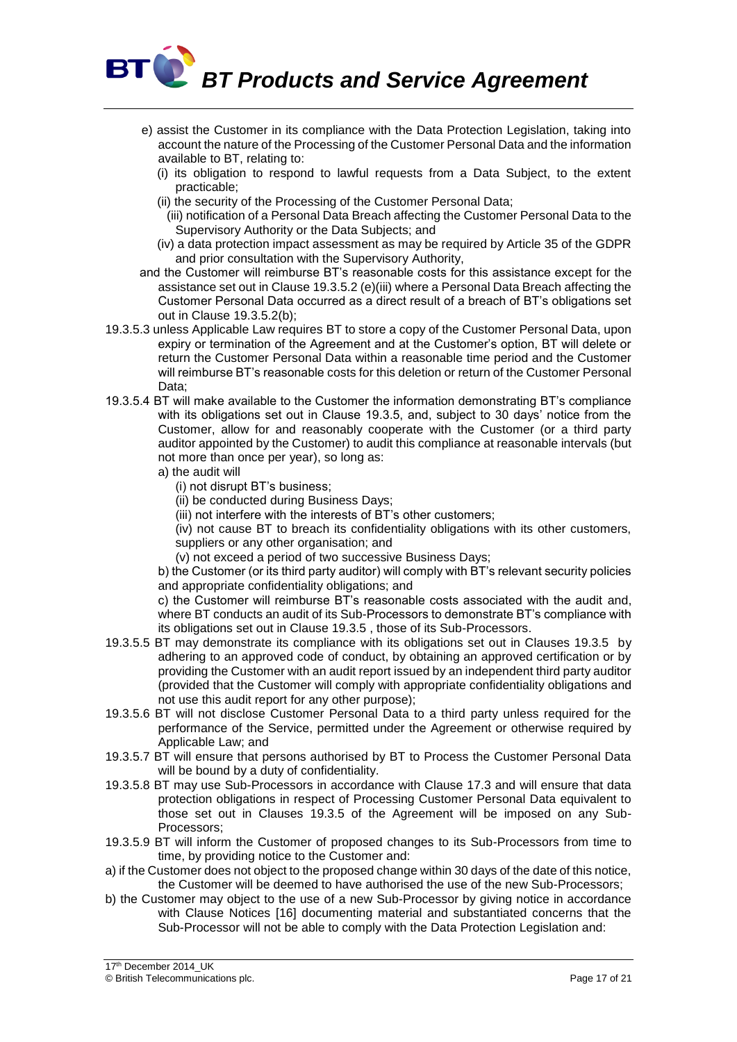e) assist the Customer in its compliance with the Data Protection Legislation, taking into account the nature of the Processing of the Customer Personal Data and the information available to BT, relating to:

(i) its obligation to respond to lawful requests from a Data Subject, to the extent practicable;

(ii) the security of the Processing of the Customer Personal Data;

(iii) notification of a Personal Data Breach affecting the Customer Personal Data to the Supervisory Authority or the Data Subjects; and

(iv) a data protection impact assessment as may be required by Article 35 of the GDPR and prior consultation with the Supervisory Authority,

and the Customer will reimburse BT's reasonable costs for this assistance except for the assistance set out in Clause 19.3.5.2 (e)(iii) where a Personal Data Breach affecting the Customer Personal Data occurred as a direct result of a breach of BT's obligations set out in Clause 19.3.5.2(b);

19.3.5.3 unless Applicable Law requires BT to store a copy of the Customer Personal Data, upon expiry or termination of the Agreement and at the Customer's option, BT will delete or return the Customer Personal Data within a reasonable time period and the Customer will reimburse BT's reasonable costs for this deletion or return of the Customer Personal Data;

19.3.5.4 BT will make available to the Customer the information demonstrating BT's compliance with its obligations set out in Clause 19.3.5, and, subject to 30 days' notice from the Customer, allow for and reasonably cooperate with the Customer (or a third party auditor appointed by the Customer) to audit this compliance at reasonable intervals (but not more than once per year), so long as:

a) the audit will

(i) not disrupt BT's business;

(ii) be conducted during Business Days;

(iii) not interfere with the interests of BT's other customers;

(iv) not cause BT to breach its confidentiality obligations with its other customers, suppliers or any other organisation; and

(v) not exceed a period of two successive Business Days;

b) the Customer (or its third party auditor) will comply with BT's relevant security policies and appropriate confidentiality obligations; and

c) the Customer will reimburse BT's reasonable costs associated with the audit and, where BT conducts an audit of its Sub-Processors to demonstrate BT's compliance with its obligations set out in Clause 19.3.5 , those of its Sub-Processors.

19.3.5.5 BT may demonstrate its compliance with its obligations set out in Clauses 19.3.5 by adhering to an approved code of conduct, by obtaining an approved certification or by providing the Customer with an audit report issued by an independent third party auditor (provided that the Customer will comply with appropriate confidentiality obligations and not use this audit report for any other purpose);

19.3.5.6 BT will not disclose Customer Personal Data to a third party unless required for the performance of the Service, permitted under the Agreement or otherwise required by Applicable Law; and

19.3.5.7 BT will ensure that persons authorised by BT to Process the Customer Personal Data will be bound by a duty of confidentiality.

19.3.5.8 BT may use Sub-Processors in accordance with Clause 17.3 and will ensure that data protection obligations in respect of Processing Customer Personal Data equivalent to those set out in Clauses 19.3.5 of the Agreement will be imposed on any Sub-Processors;

19.3.5.9 BT will inform the Customer of proposed changes to its Sub-Processors from time to time, by providing notice to the Customer and:

a) if the Customer does not object to the proposed change within 30 days of the date of this notice, the Customer will be deemed to have authorised the use of the new Sub-Processors;

b) the Customer may object to the use of a new Sub-Processor by giving notice in accordance with Clause Notices [16] documenting material and substantiated concerns that the Sub-Processor will not be able to comply with the Data Protection Legislation and: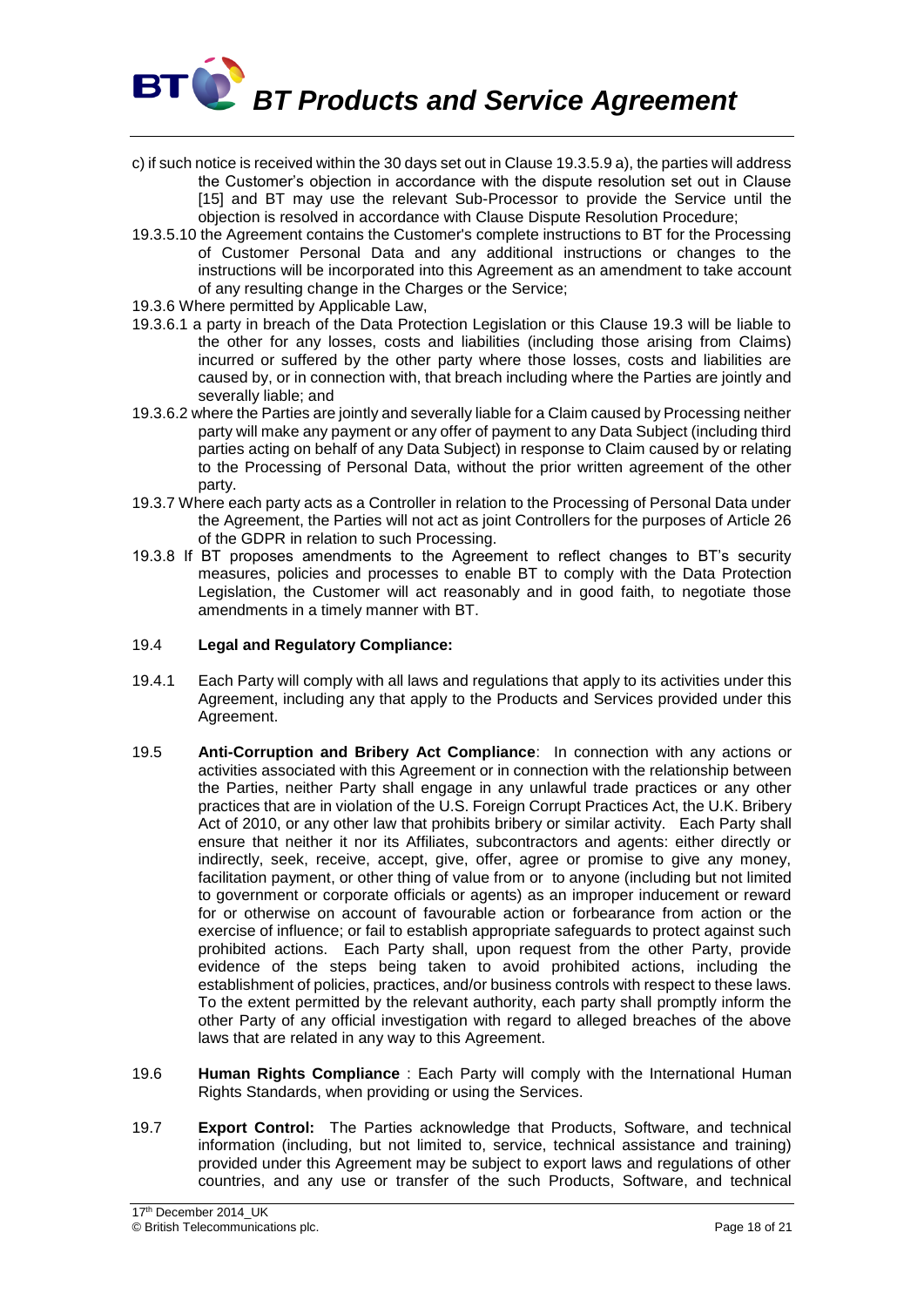c) if such notice is received within the 30 days set out in Clause 19.3.5.9 a), the parties will address the Customer's objection in accordance with the dispute resolution set out in Clause [15] and BT may use the relevant Sub-Processor to provide the Service until the objection is resolved in accordance with Clause Dispute Resolution Procedure;

19.3.5.10 the Agreement contains the Customer's complete instructions to BT for the Processing of Customer Personal Data and any additional instructions or changes to the instructions will be incorporated into this Agreement as an amendment to take account of any resulting change in the Charges or the Service;

19.3.6 Where permitted by Applicable Law,

19.3.6.1 a party in breach of the Data Protection Legislation or this Clause 19.3 will be liable to the other for any losses, costs and liabilities (including those arising from Claims) incurred or suffered by the other party where those losses, costs and liabilities are caused by, or in connection with, that breach including where the Parties are jointly and severally liable; and

19.3.6.2 where the Parties are jointly and severally liable for a Claim caused by Processing neither party will make any payment or any offer of payment to any Data Subject (including third parties acting on behalf of any Data Subject) in response to Claim caused by or relating to the Processing of Personal Data, without the prior written agreement of the other party.

19.3.7 Where each party acts as a Controller in relation to the Processing of Personal Data under the Agreement, the Parties will not act as joint Controllers for the purposes of Article 26 of the GDPR in relation to such Processing.

19.3.8 If BT proposes amendments to the Agreement to reflect changes to BT's security measures, policies and processes to enable BT to comply with the Data Protection Legislation, the Customer will act reasonably and in good faith, to negotiate those amendments in a timely manner with BT.

19.4 **Legal and Regulatory Compliance:**

19.4.1 Each Party will comply with all laws and regulations that apply to its activities under this Agreement, including any that apply to the Products and Services provided under this Agreement.

19.5 **Anti-Corruption and Bribery Act Compliance**: In connection with any actions or activities associated with this Agreement or in connection with the relationship between the Parties, neither Party shall engage in any unlawful trade practices or any other practices that are in violation of the U.S. Foreign Corrupt Practices Act, the U.K. Bribery Act of 2010, or any other law that prohibits bribery or similar activity. Each Party shall ensure that neither it nor its Affiliates, subcontractors and agents: either directly or indirectly, seek, receive, accept, give, offer, agree or promise to give any money, facilitation payment, or other thing of value from or to anyone (including but not limited to government or corporate officials or agents) as an improper inducement or reward for or otherwise on account of favourable action or forbearance from action or the exercise of influence; or fail to establish appropriate safeguards to protect against such prohibited actions. Each Party shall, upon request from the other Party, provide evidence of the steps being taken to avoid prohibited actions, including the establishment of policies, practices, and/or business controls with respect to these laws. To the extent permitted by the relevant authority, each party shall promptly inform the other Party of any official investigation with regard to alleged breaches of the above laws that are related in any way to this Agreement.

19.6 **Human Rights Compliance** : Each Party will comply with the International Human Rights Standards, when providing or using the Services.

19.7 **Export Control:** The Parties acknowledge that Products, Software, and technical information (including, but not limited to, service, technical assistance and training) provided under this Agreement may be subject to export laws and regulations of other countries, and any use or transfer of the such Products, Software, and technical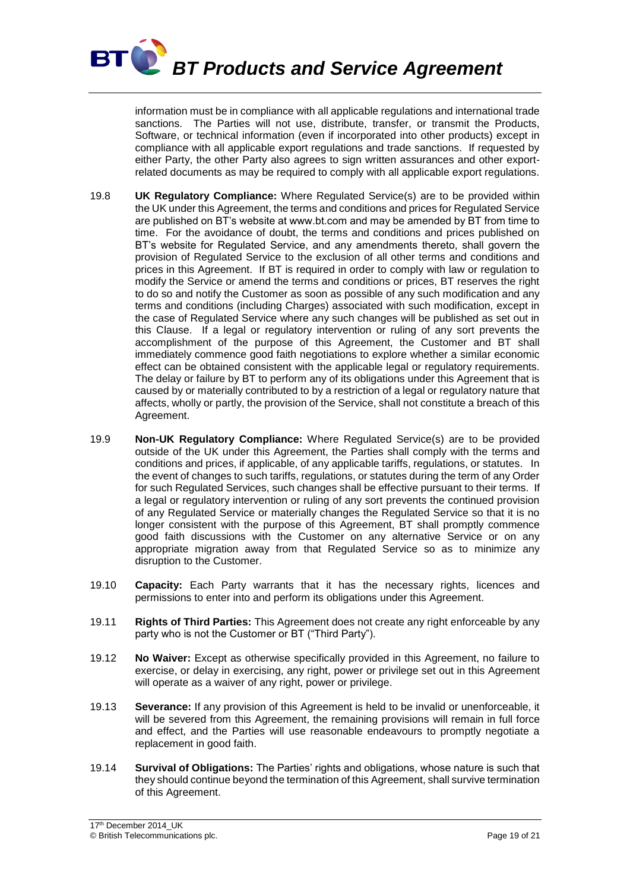information must be in compliance with all applicable regulations and international trade sanctions. The Parties will not use, distribute, transfer, or transmit the Products, Software, or technical information (even if incorporated into other products) except in compliance with all applicable export regulations and trade sanctions. If requested by either Party, the other Party also agrees to sign written assurances and other export-related documents as may be required to comply with all applicable export regulations.

19.8 **UK Regulatory Compliance:** Where Regulated Service(s) are to be provided within the UK under this Agreement, the terms and conditions and prices for Regulated Service are published on BT's website at www.bt.com and may be amended by BT from time to time. For the avoidance of doubt, the terms and conditions and prices published on BT's website for Regulated Service, and any amendments thereto, shall govern the provision of Regulated Service to the exclusion of all other terms and conditions and prices in this Agreement. If BT is required in order to comply with law or regulation to modify the Service or amend the terms and conditions or prices, BT reserves the right to do so and notify the Customer as soon as possible of any such modification and any terms and conditions (including Charges) associated with such modification, except in the case of Regulated Service where any such changes will be published as set out in this Clause. If a legal or regulatory intervention or ruling of any sort prevents the accomplishment of the purpose of this Agreement, the Customer and BT shall immediately commence good faith negotiations to explore whether a similar economic effect can be obtained consistent with the applicable legal or regulatory requirements. The delay or failure by BT to perform any of its obligations under this Agreement that is caused by or materially contributed to by a restriction of a legal or regulatory nature that affects, wholly or partly, the provision of the Service, shall not constitute a breach of this Agreement.

19.9 **Non-UK Regulatory Compliance:** Where Regulated Service(s) are to be provided outside of the UK under this Agreement, the Parties shall comply with the terms and conditions and prices, if applicable, of any applicable tariffs, regulations, or statutes. In the event of changes to such tariffs, regulations, or statutes during the term of any Order for such Regulated Services, such changes shall be effective pursuant to their terms. If a legal or regulatory intervention or ruling of any sort prevents the continued provision of any Regulated Service or materially changes the Regulated Service so that it is no longer consistent with the purpose of this Agreement, BT shall promptly commence good faith discussions with the Customer on any alternative Service or on any appropriate migration away from that Regulated Service so as to minimize any disruption to the Customer.

19.10 **Capacity:** Each Party warrants that it has the necessary rights, licences and permissions to enter into and perform its obligations under this Agreement.

19.11 **Rights of Third Parties:** This Agreement does not create any right enforceable by any party who is not the Customer or BT ("Third Party").

19.12 **No Waiver:** Except as otherwise specifically provided in this Agreement, no failure to exercise, or delay in exercising, any right, power or privilege set out in this Agreement will operate as a waiver of any right, power or privilege.

19.13 **Severance:** If any provision of this Agreement is held to be invalid or unenforceable, it will be severed from this Agreement, the remaining provisions will remain in full force and effect, and the Parties will use reasonable endeavours to promptly negotiate a replacement in good faith.

19.14 **Survival of Obligations:** The Parties' rights and obligations, whose nature is such that they should continue beyond the termination of this Agreement, shall survive termination of this Agreement.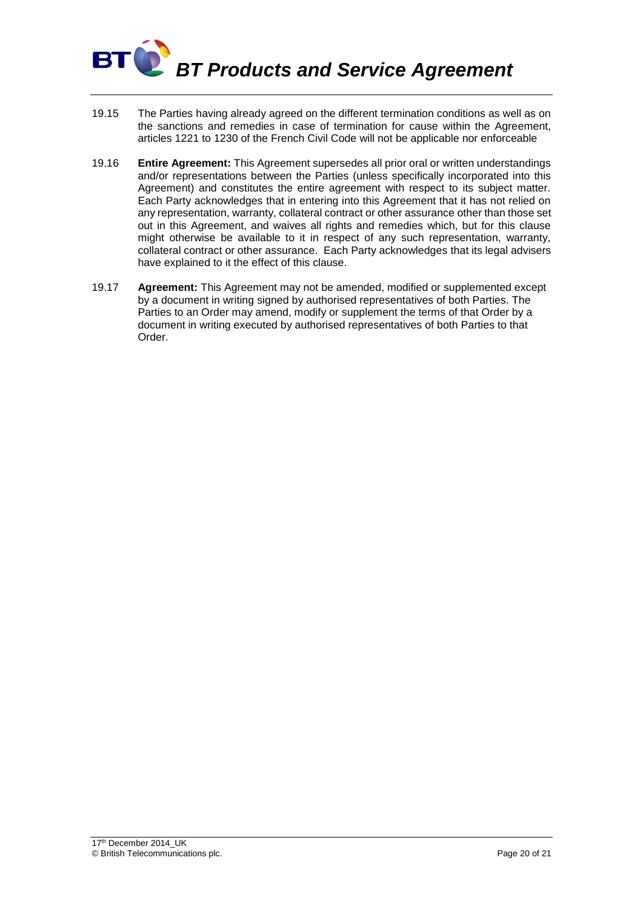19.15 The Parties having already agreed on the different termination conditions as well as on the sanctions and remedies in case of termination for cause within the Agreement, articles 1221 to 1230 of the French Civil Code will not be applicable nor enforceable

19.16 **Entire Agreement:** This Agreement supersedes all prior oral or written understandings and/or representations between the Parties (unless specifically incorporated into this Agreement) and constitutes the entire agreement with respect to its subject matter. Each Party acknowledges that in entering into this Agreement that it has not relied on any representation, warranty, collateral contract or other assurance other than those set out in this Agreement, and waives all rights and remedies which, but for this clause might otherwise be available to it in respect of any such representation, warranty, collateral contract or other assurance. Each Party acknowledges that its legal advisers have explained to it the effect of this clause.

19.17 **Agreement:** This Agreement may not be amended, modified or supplemented except by a document in writing signed by authorised representatives of both Parties. The Parties to an Order may amend, modify or supplement the terms of that Order by a document in writing executed by authorised representatives of both Parties to that Order.